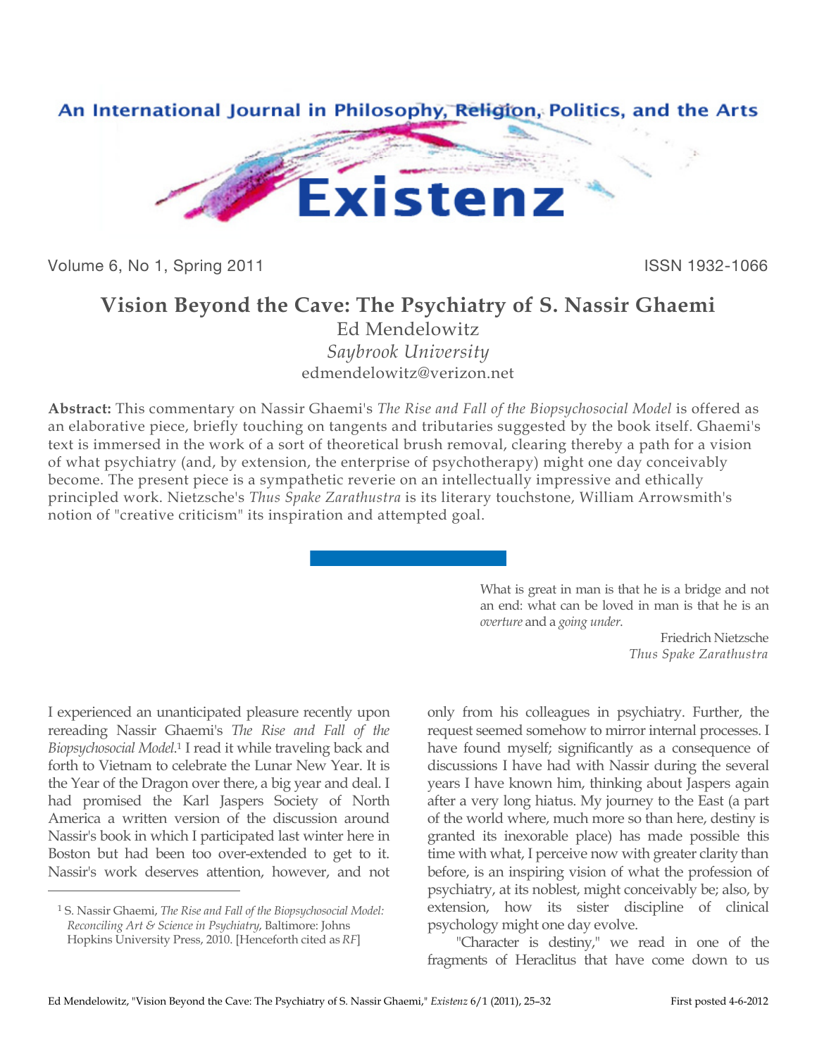# Vision Beyond the Cave: The Psychiatry of S. Nassir Ghaemi

Ed Mendelowitz

*Saybrook University*

edmendelowitz@verizon.net

**Abstract:** This commentary on Nassir Ghaemi's *The Rise and Fall of the Biopsychosocial Model* is offered as an elaborative piece, briefly touching on tangents and tributaries suggested by the book itself. Ghaemi's text is immersed in the work of a sort of theoretical brush removal, clearing thereby a path for a vision of what psychiatry (and, by extension, the enterprise of psychotherapy) might one day conceivably become. The present piece is a sympathetic reverie on an intellectually impressive and ethically principled work. Nietzsche's *Thus Spake Zarathustra* is its literary touchstone, William Arrowsmith's notion of "creative criticism" its inspiration and attempted goal.

> What is great in man is that he is a bridge and not an end: what can be loved in man is that he is an *overture* and a *going under*.
>
> Friedrich Nietzsche
> *Thus Spake Zarathustra*

I experienced an unanticipated pleasure recently upon rereading Nassir Ghaemi's *The Rise and Fall of the Biopsychosocial Model*.[1] I read it while traveling back and forth to Vietnam to celebrate the Lunar New Year. It is the Year of the Dragon over there, a big year and deal. I had promised the Karl Jaspers Society of North America a written version of the discussion around Nassir's book in which I participated last winter here in Boston but had been too over-extended to get to it. Nassir's work deserves attention, however, and not only from his colleagues in psychiatry. Further, the request seemed somehow to mirror internal processes. I have found myself; significantly as a consequence of discussions I have had with Nassir during the several years I have known him, thinking about Jaspers again after a very long hiatus. My journey to the East (a part of the world where, much more so than here, destiny is granted its inexorable place) has made possible this time with what, I perceive now with greater clarity than before, is an inspiring vision of what the profession of psychiatry, at its noblest, might conceivably be; also, by extension, how its sister discipline of clinical psychology might one day evolve.

"Character is destiny," we read in one of the fragments of Heraclitus that have come down to us

[1] S. Nassir Ghaemi, *The Rise and Fall of the Biopsychosocial Model: Reconciling Art & Science in Psychiatry*, Baltimore: Johns Hopkins University Press, 2010. [Henceforth cited as *RF*]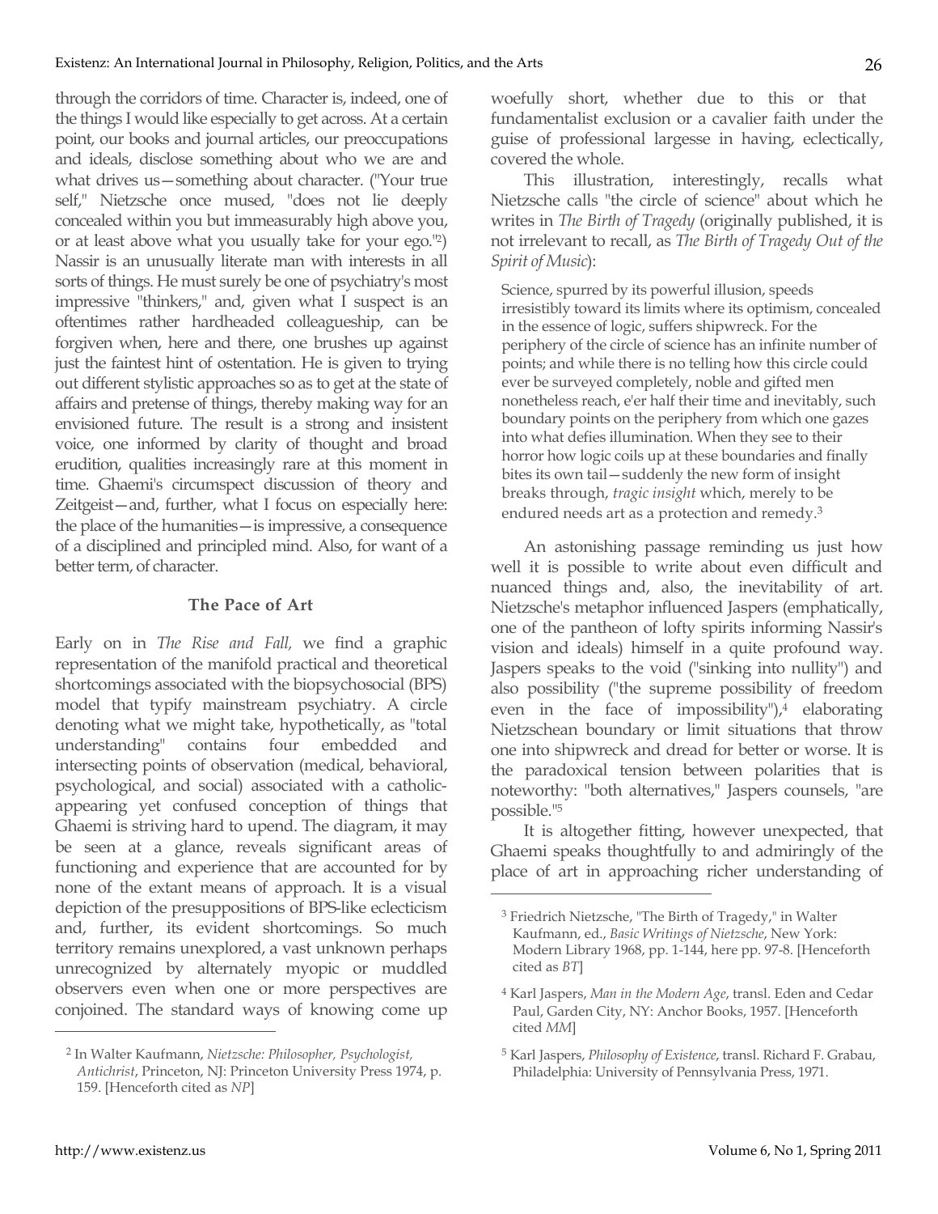through the corridors of time. Character is, indeed, one of the things I would like especially to get across. At a certain point, our books and journal articles, our preoccupations and ideals, disclose something about who we are and what drives us—something about character. ("Your true self," Nietzsche once mused, "does not lie deeply concealed within you but immeasurably high above you, or at least above what you usually take for your ego."[2]) Nassir is an unusually literate man with interests in all sorts of things. He must surely be one of psychiatry's most impressive "thinkers," and, given what I suspect is an oftentimes rather hardheaded colleagueship, can be forgiven when, here and there, one brushes up against just the faintest hint of ostentation. He is given to trying out different stylistic approaches so as to get at the state of affairs and pretense of things, thereby making way for an envisioned future. The result is a strong and insistent voice, one informed by clarity of thought and broad erudition, qualities increasingly rare at this moment in time. Ghaemi's circumspect discussion of theory and Zeitgeist—and, further, what I focus on especially here: the place of the humanities—is impressive, a consequence of a disciplined and principled mind. Also, for want of a better term, of character.

### The Pace of Art

Early on in *The Rise and Fall,* we find a graphic representation of the manifold practical and theoretical shortcomings associated with the biopsychosocial (BPS) model that typify mainstream psychiatry. A circle denoting what we might take, hypothetically, as "total understanding" contains four embedded and intersecting points of observation (medical, behavioral, psychological, and social) associated with a catholic-appearing yet confused conception of things that Ghaemi is striving hard to upend. The diagram, it may be seen at a glance, reveals significant areas of functioning and experience that are accounted for by none of the extant means of approach. It is a visual depiction of the presuppositions of BPS-like eclecticism and, further, its evident shortcomings. So much territory remains unexplored, a vast unknown perhaps unrecognized by alternately myopic or muddled observers even when one or more perspectives are conjoined. The standard ways of knowing come up woefully short, whether due to this or that fundamentalist exclusion or a cavalier faith under the guise of professional largesse in having, eclectically, covered the whole.

This illustration, interestingly, recalls what Nietzsche calls "the circle of science" about which he writes in *The Birth of Tragedy* (originally published, it is not irrelevant to recall, as *The Birth of Tragedy Out of the Spirit of Music*):

> Science, spurred by its powerful illusion, speeds irresistibly toward its limits where its optimism, concealed in the essence of logic, suffers shipwreck. For the periphery of the circle of science has an infinite number of points; and while there is no telling how this circle could ever be surveyed completely, noble and gifted men nonetheless reach, e'er half their time and inevitably, such boundary points on the periphery from which one gazes into what defies illumination. When they see to their horror how logic coils up at these boundaries and finally bites its own tail—suddenly the new form of insight breaks through, *tragic insight* which, merely to be endured needs art as a protection and remedy.[3]

An astonishing passage reminding us just how well it is possible to write about even difficult and nuanced things and, also, the inevitability of art. Nietzsche's metaphor influenced Jaspers (emphatically, one of the pantheon of lofty spirits informing Nassir's vision and ideals) himself in a quite profound way. Jaspers speaks to the void ("sinking into nullity") and also possibility ("the supreme possibility of freedom even in the face of impossibility"),[4] elaborating Nietzschean boundary or limit situations that throw one into shipwreck and dread for better or worse. It is the paradoxical tension between polarities that is noteworthy: "both alternatives," Jaspers counsels, "are possible."[5]

It is altogether fitting, however unexpected, that Ghaemi speaks thoughtfully to and admiringly of the place of art in approaching richer understanding of

---

[2] In Walter Kaufmann, *Nietzsche: Philosopher, Psychologist, Antichrist*, Princeton, NJ: Princeton University Press 1974, p. 159. [Henceforth cited as *NP*]

[3] Friedrich Nietzsche, "The Birth of Tragedy," in Walter Kaufmann, ed., *Basic Writings of Nietzsche*, New York: Modern Library 1968, pp. 1-144, here pp. 97-8. [Henceforth cited as *BT*]

[4] Karl Jaspers, *Man in the Modern Age*, transl. Eden and Cedar Paul, Garden City, NY: Anchor Books, 1957. [Henceforth cited *MM*]

[5] Karl Jaspers, *Philosophy of Existence*, transl. Richard F. Grabau, Philadelphia: University of Pennsylvania Press, 1971.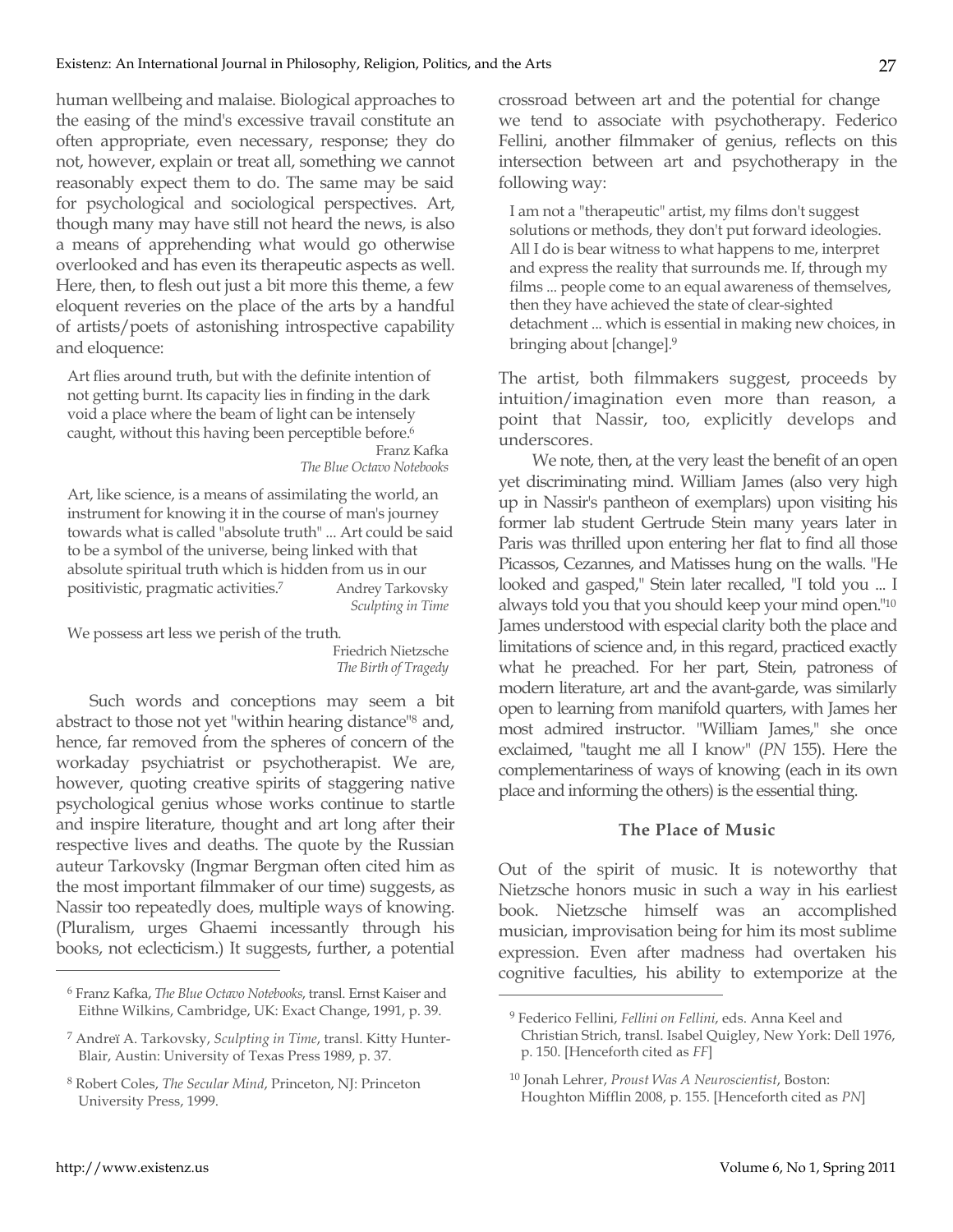human wellbeing and malaise. Biological approaches to the easing of the mind's excessive travail constitute an often appropriate, even necessary, response; they do not, however, explain or treat all, something we cannot reasonably expect them to do. The same may be said for psychological and sociological perspectives. Art, though many may have still not heard the news, is also a means of apprehending what would go otherwise overlooked and has even its therapeutic aspects as well. Here, then, to flesh out just a bit more this theme, a few eloquent reveries on the place of the arts by a handful of artists/poets of astonishing introspective capability and eloquence:

> Art flies around truth, but with the definite intention of not getting burnt. Its capacity lies in finding in the dark void a place where the beam of light can be intensely caught, without this having been perceptible before.[6]
>
> Franz Kafka
> *The Blue Octavo Notebooks*

> Art, like science, is a means of assimilating the world, an instrument for knowing it in the course of man's journey towards what is called "absolute truth" ... Art could be said to be a symbol of the universe, being linked with that absolute spiritual truth which is hidden from us in our positivistic, pragmatic activities.[7]
>
> Andrey Tarkovsky
> *Sculpting in Time*

> We possess art less we perish of the truth.
>
> Friedrich Nietzsche
> *The Birth of Tragedy*

Such words and conceptions may seem a bit abstract to those not yet "within hearing distance"[8] and, hence, far removed from the spheres of concern of the workaday psychiatrist or psychotherapist. We are, however, quoting creative spirits of staggering native psychological genius whose works continue to startle and inspire literature, thought and art long after their respective lives and deaths. The quote by the Russian auteur Tarkovsky (Ingmar Bergman often cited him as the most important filmmaker of our time) suggests, as Nassir too repeatedly does, multiple ways of knowing. (Pluralism, urges Ghaemi incessantly through his books, not eclecticism.) It suggests, further, a potential crossroad between art and the potential for change we tend to associate with psychotherapy. Federico Fellini, another filmmaker of genius, reflects on this intersection between art and psychotherapy in the following way:

> I am not a "therapeutic" artist, my films don't suggest solutions or methods, they don't put forward ideologies. All I do is bear witness to what happens to me, interpret and express the reality that surrounds me. If, through my films ... people come to an equal awareness of themselves, then they have achieved the state of clear-sighted detachment ... which is essential in making new choices, in bringing about [change].[9]

The artist, both filmmakers suggest, proceeds by intuition/imagination even more than reason, a point that Nassir, too, explicitly develops and underscores.

We note, then, at the very least the benefit of an open yet discriminating mind. William James (also very high up in Nassir's pantheon of exemplars) upon visiting his former lab student Gertrude Stein many years later in Paris was thrilled upon entering her flat to find all those Picassos, Cezannes, and Matisses hung on the walls. "He looked and gasped," Stein later recalled, "I told you ... I always told you that you should keep your mind open."[10] James understood with especial clarity both the place and limitations of science and, in this regard, practiced exactly what he preached. For her part, Stein, patroness of modern literature, art and the avant-garde, was similarly open to learning from manifold quarters, with James her most admired instructor. "William James," she once exclaimed, "taught me all I know" (*PN* 155). Here the complementariness of ways of knowing (each in its own place and informing the others) is the essential thing.

### The Place of Music

Out of the spirit of music. It is noteworthy that Nietzsche honors music in such a way in his earliest book. Nietzsche himself was an accomplished musician, improvisation being for him its most sublime expression. Even after madness had overtaken his cognitive faculties, his ability to extemporize at the

---

[6] Franz Kafka, *The Blue Octavo Notebooks*, transl. Ernst Kaiser and Eithne Wilkins, Cambridge, UK: Exact Change, 1991, p. 39.

[7] Andreï A. Tarkovsky, *Sculpting in Time*, transl. Kitty Hunter-Blair, Austin: University of Texas Press 1989, p. 37.

[8] Robert Coles, *The Secular Mind*, Princeton, NJ: Princeton University Press, 1999.

[9] Federico Fellini, *Fellini on Fellini*, eds. Anna Keel and Christian Strich, transl. Isabel Quigley, New York: Dell 1976, p. 150. [Henceforth cited as *FF*]

[10] Jonah Lehrer, *Proust Was A Neuroscientist*, Boston: Houghton Mifflin 2008, p. 155. [Henceforth cited as *PN*]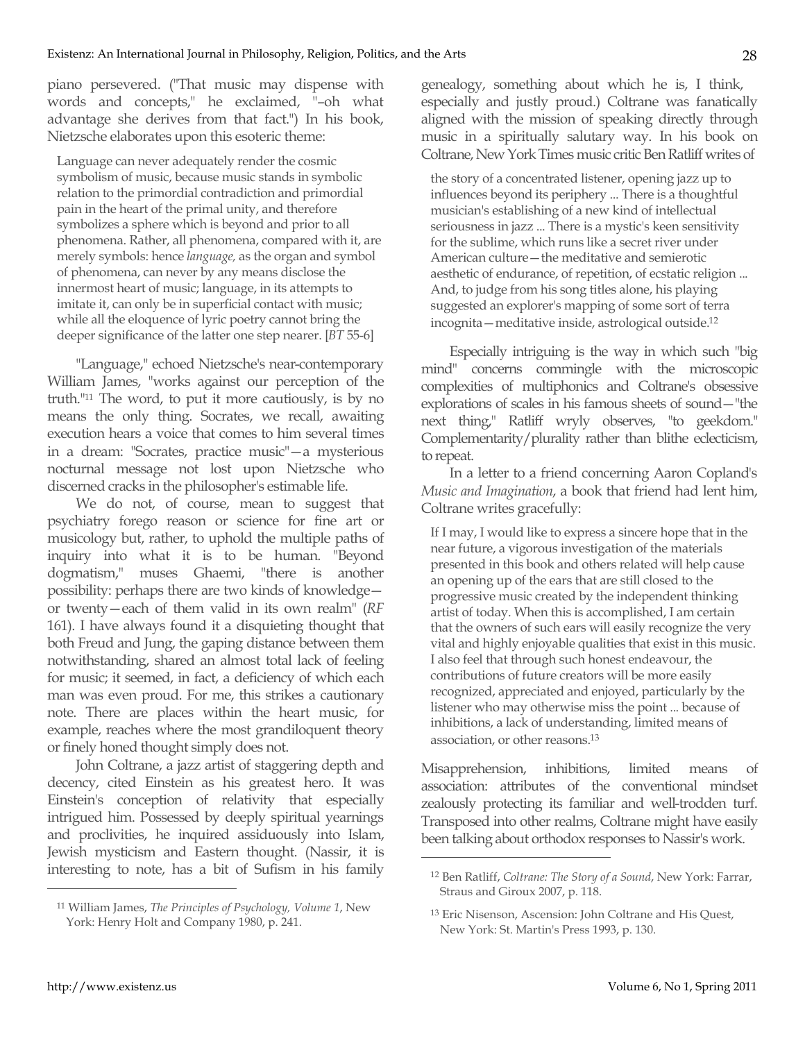piano persevered. ("That music may dispense with words and concepts," he exclaimed, "–oh what advantage she derives from that fact.") In his book, Nietzsche elaborates upon this esoteric theme:

> Language can never adequately render the cosmic symbolism of music, because music stands in symbolic relation to the primordial contradiction and primordial pain in the heart of the primal unity, and therefore symbolizes a sphere which is beyond and prior to all phenomena. Rather, all phenomena, compared with it, are merely symbols: hence *language,* as the organ and symbol of phenomena, can never by any means disclose the innermost heart of music; language, in its attempts to imitate it, can only be in superficial contact with music; while all the eloquence of lyric poetry cannot bring the deeper significance of the latter one step nearer. [*BT* 55-6]

"Language," echoed Nietzsche's near-contemporary William James, "works against our perception of the truth."[11] The word, to put it more cautiously, is by no means the only thing. Socrates, we recall, awaiting execution hears a voice that comes to him several times in a dream: "Socrates, practice music"—a mysterious nocturnal message not lost upon Nietzsche who discerned cracks in the philosopher's estimable life.

We do not, of course, mean to suggest that psychiatry forego reason or science for fine art or musicology but, rather, to uphold the multiple paths of inquiry into what it is to be human. "Beyond dogmatism," muses Ghaemi, "there is another possibility: perhaps there are two kinds of knowledge—or twenty—each of them valid in its own realm" (*RF* 161). I have always found it a disquieting thought that both Freud and Jung, the gaping distance between them notwithstanding, shared an almost total lack of feeling for music; it seemed, in fact, a deficiency of which each man was even proud. For me, this strikes a cautionary note. There are places within the heart music, for example, reaches where the most grandiloquent theory or finely honed thought simply does not.

John Coltrane, a jazz artist of staggering depth and decency, cited Einstein as his greatest hero. It was Einstein's conception of relativity that especially intrigued him. Possessed by deeply spiritual yearnings and proclivities, he inquired assiduously into Islam, Jewish mysticism and Eastern thought. (Nassir, it is interesting to note, has a bit of Sufism in his family genealogy, something about which he is, I think, especially and justly proud.) Coltrane was fanatically aligned with the mission of speaking directly through music in a spiritually salutary way. In his book on Coltrane, New York Times music critic Ben Ratliff writes of

> the story of a concentrated listener, opening jazz up to influences beyond its periphery ... There is a thoughtful musician's establishing of a new kind of intellectual seriousness in jazz ... There is a mystic's keen sensitivity for the sublime, which runs like a secret river under American culture—the meditative and semierotic aesthetic of endurance, of repetition, of ecstatic religion ... And, to judge from his song titles alone, his playing suggested an explorer's mapping of some sort of terra incognita—meditative inside, astrological outside.[12]

Especially intriguing is the way in which such "big mind" concerns commingle with the microscopic complexities of multiphonics and Coltrane's obsessive explorations of scales in his famous sheets of sound—"the next thing," Ratliff wryly observes, "to geekdom." Complementarity/plurality rather than blithe eclecticism, to repeat.

In a letter to a friend concerning Aaron Copland's *Music and Imagination*, a book that friend had lent him, Coltrane writes gracefully:

> If I may, I would like to express a sincere hope that in the near future, a vigorous investigation of the materials presented in this book and others related will help cause an opening up of the ears that are still closed to the progressive music created by the independent thinking artist of today. When this is accomplished, I am certain that the owners of such ears will easily recognize the very vital and highly enjoyable qualities that exist in this music. I also feel that through such honest endeavour, the contributions of future creators will be more easily recognized, appreciated and enjoyed, particularly by the listener who may otherwise miss the point ... because of inhibitions, a lack of understanding, limited means of association, or other reasons.[13]

Misapprehension, inhibitions, limited means of association: attributes of the conventional mindset zealously protecting its familiar and well-trodden turf. Transposed into other realms, Coltrane might have easily been talking about orthodox responses to Nassir's work.

---

[11] William James, *The Principles of Psychology, Volume 1*, New York: Henry Holt and Company 1980, p. 241.

[12] Ben Ratliff, *Coltrane: The Story of a Sound*, New York: Farrar, Straus and Giroux 2007, p. 118.

[13] Eric Nisenson, Ascension: John Coltrane and His Quest, New York: St. Martin's Press 1993, p. 130.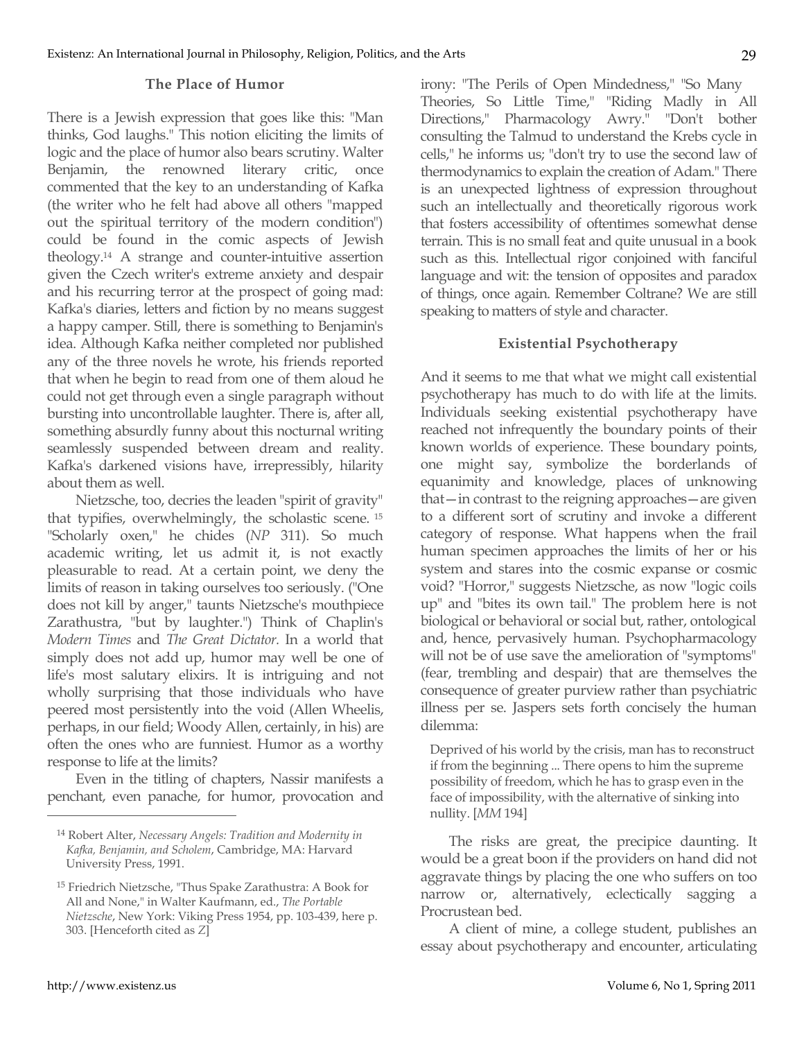### The Place of Humor

There is a Jewish expression that goes like this: "Man thinks, God laughs." This notion eliciting the limits of logic and the place of humor also bears scrutiny. Walter Benjamin, the renowned literary critic, once commented that the key to an understanding of Kafka (the writer who he felt had above all others "mapped out the spiritual territory of the modern condition") could be found in the comic aspects of Jewish theology.[14] A strange and counter-intuitive assertion given the Czech writer's extreme anxiety and despair and his recurring terror at the prospect of going mad: Kafka's diaries, letters and fiction by no means suggest a happy camper. Still, there is something to Benjamin's idea. Although Kafka neither completed nor published any of the three novels he wrote, his friends reported that when he begin to read from one of them aloud he could not get through even a single paragraph without bursting into uncontrollable laughter. There is, after all, something absurdly funny about this nocturnal writing seamlessly suspended between dream and reality. Kafka's darkened visions have, irrepressibly, hilarity about them as well.

Nietzsche, too, decries the leaden "spirit of gravity" that typifies, overwhelmingly, the scholastic scene.[15] "Scholarly oxen," he chides (*NP* 311). So much academic writing, let us admit it, is not exactly pleasurable to read. At a certain point, we deny the limits of reason in taking ourselves too seriously. ("One does not kill by anger," taunts Nietzsche's mouthpiece Zarathustra, "but by laughter.") Think of Chaplin's *Modern Times* and *The Great Dictator.* In a world that simply does not add up, humor may well be one of life's most salutary elixirs. It is intriguing and not wholly surprising that those individuals who have peered most persistently into the void (Allen Wheelis, perhaps, in our field; Woody Allen, certainly, in his) are often the ones who are funniest. Humor as a worthy response to life at the limits?

Even in the titling of chapters, Nassir manifests a penchant, even panache, for humor, provocation and irony: "The Perils of Open Mindedness," "So Many Theories, So Little Time," "Riding Madly in All Directions," Pharmacology Awry." "Don't bother consulting the Talmud to understand the Krebs cycle in cells," he informs us; "don't try to use the second law of thermodynamics to explain the creation of Adam." There is an unexpected lightness of expression throughout such an intellectually and theoretically rigorous work that fosters accessibility of oftentimes somewhat dense terrain. This is no small feat and quite unusual in a book such as this. Intellectual rigor conjoined with fanciful language and wit: the tension of opposites and paradox of things, once again. Remember Coltrane? We are still speaking to matters of style and character.

### Existential Psychotherapy

And it seems to me that what we might call existential psychotherapy has much to do with life at the limits. Individuals seeking existential psychotherapy have reached not infrequently the boundary points of their known worlds of experience. These boundary points, one might say, symbolize the borderlands of equanimity and knowledge, places of unknowing that—in contrast to the reigning approaches—are given to a different sort of scrutiny and invoke a different category of response. What happens when the frail human specimen approaches the limits of her or his system and stares into the cosmic expanse or cosmic void? "Horror," suggests Nietzsche, as now "logic coils up" and "bites its own tail." The problem here is not biological or behavioral or social but, rather, ontological and, hence, pervasively human. Psychopharmacology will not be of use save the amelioration of "symptoms" (fear, trembling and despair) that are themselves the consequence of greater purview rather than psychiatric illness per se. Jaspers sets forth concisely the human dilemma:

> Deprived of his world by the crisis, man has to reconstruct if from the beginning ... There opens to him the supreme possibility of freedom, which he has to grasp even in the face of impossibility, with the alternative of sinking into nullity. [*MM* 194]

The risks are great, the precipice daunting. It would be a great boon if the providers on hand did not aggravate things by placing the one who suffers on too narrow or, alternatively, eclectically sagging a Procrustean bed.

A client of mine, a college student, publishes an essay about psychotherapy and encounter, articulating

---

[14] Robert Alter, *Necessary Angels: Tradition and Modernity in Kafka, Benjamin, and Scholem*, Cambridge, MA: Harvard University Press, 1991.

[15] Friedrich Nietzsche, "Thus Spake Zarathustra: A Book for All and None," in Walter Kaufmann, ed., *The Portable Nietzsche*, New York: Viking Press 1954, pp. 103-439, here p. 303. [Henceforth cited as *Z*]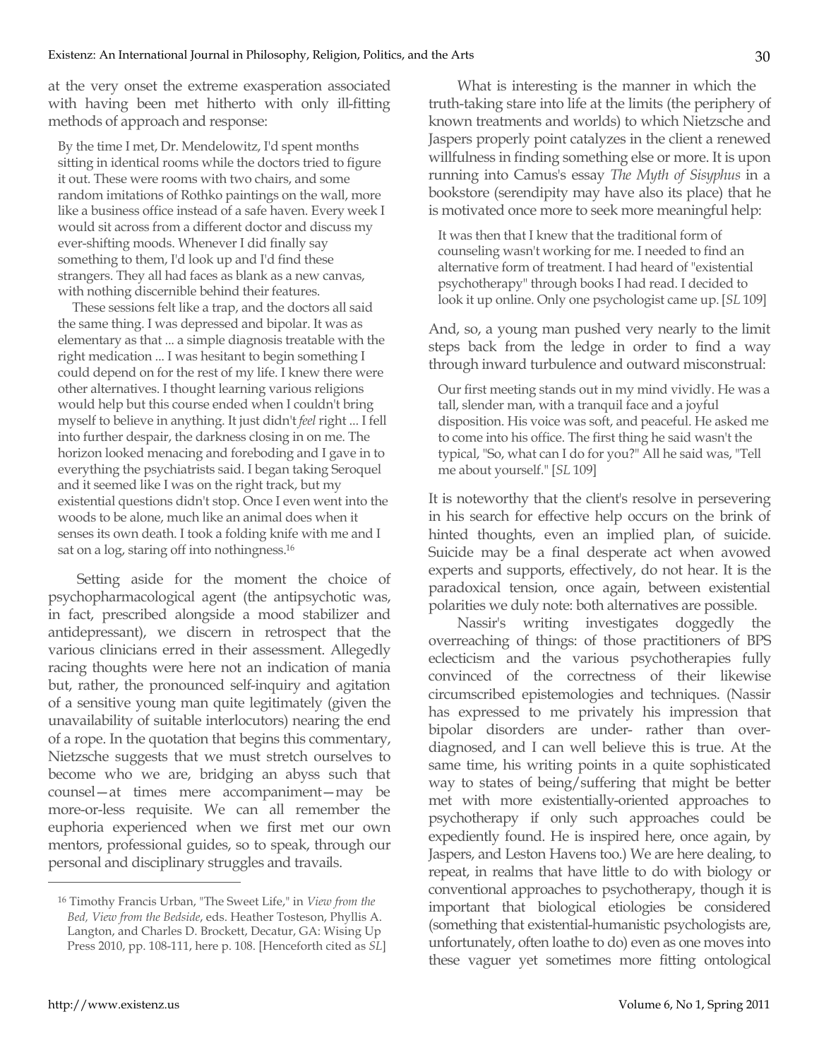at the very onset the extreme exasperation associated with having been met hitherto with only ill-fitting methods of approach and response:

> By the time I met, Dr. Mendelowitz, I'd spent months sitting in identical rooms while the doctors tried to figure it out. These were rooms with two chairs, and some random imitations of Rothko paintings on the wall, more like a business office instead of a safe haven. Every week I would sit across from a different doctor and discuss my ever-shifting moods. Whenever I did finally say something to them, I'd look up and I'd find these strangers. They all had faces as blank as a new canvas, with nothing discernible behind their features.
>
> These sessions felt like a trap, and the doctors all said the same thing. I was depressed and bipolar. It was as elementary as that ... a simple diagnosis treatable with the right medication ... I was hesitant to begin something I could depend on for the rest of my life. I knew there were other alternatives. I thought learning various religions would help but this course ended when I couldn't bring myself to believe in anything. It just didn't *feel* right ... I fell into further despair, the darkness closing in on me. The horizon looked menacing and foreboding and I gave in to everything the psychiatrists said. I began taking Seroquel and it seemed like I was on the right track, but my existential questions didn't stop. Once I even went into the woods to be alone, much like an animal does when it senses its own death. I took a folding knife with me and I sat on a log, staring off into nothingness.[16]

Setting aside for the moment the choice of psychopharmacological agent (the antipsychotic was, in fact, prescribed alongside a mood stabilizer and antidepressant), we discern in retrospect that the various clinicians erred in their assessment. Allegedly racing thoughts were here not an indication of mania but, rather, the pronounced self-inquiry and agitation of a sensitive young man quite legitimately (given the unavailability of suitable interlocutors) nearing the end of a rope. In the quotation that begins this commentary, Nietzsche suggests that we must stretch ourselves to become who we are, bridging an abyss such that counsel—at times mere accompaniment—may be more-or-less requisite. We can all remember the euphoria experienced when we first met our own mentors, professional guides, so to speak, through our personal and disciplinary struggles and travails.

What is interesting is the manner in which the truth-taking stare into life at the limits (the periphery of known treatments and worlds) to which Nietzsche and Jaspers properly point catalyzes in the client a renewed willfulness in finding something else or more. It is upon running into Camus's essay *The Myth of Sisyphus* in a bookstore (serendipity may have also its place) that he is motivated once more to seek more meaningful help:

> It was then that I knew that the traditional form of counseling wasn't working for me. I needed to find an alternative form of treatment. I had heard of "existential psychotherapy" through books I had read. I decided to look it up online. Only one psychologist came up. [*SL* 109]

And, so, a young man pushed very nearly to the limit steps back from the ledge in order to find a way through inward turbulence and outward misconstrual:

> Our first meeting stands out in my mind vividly. He was a tall, slender man, with a tranquil face and a joyful disposition. His voice was soft, and peaceful. He asked me to come into his office. The first thing he said wasn't the typical, "So, what can I do for you?" All he said was, "Tell me about yourself." [*SL* 109]

It is noteworthy that the client's resolve in persevering in his search for effective help occurs on the brink of hinted thoughts, even an implied plan, of suicide. Suicide may be a final desperate act when avowed experts and supports, effectively, do not hear. It is the paradoxical tension, once again, between existential polarities we duly note: both alternatives are possible.

Nassir's writing investigates doggedly the overreaching of things: of those practitioners of BPS eclecticism and the various psychotherapies fully convinced of the correctness of their likewise circumscribed epistemologies and techniques. (Nassir has expressed to me privately his impression that bipolar disorders are under- rather than over-diagnosed, and I can well believe this is true. At the same time, his writing points in a quite sophisticated way to states of being/suffering that might be better met with more existentially-oriented approaches to psychotherapy if only such approaches could be expediently found. He is inspired here, once again, by Jaspers, and Leston Havens too.) We are here dealing, to repeat, in realms that have little to do with biology or conventional approaches to psychotherapy, though it is important that biological etiologies be considered (something that existential-humanistic psychologists are, unfortunately, often loathe to do) even as one moves into these vaguer yet sometimes more fitting ontological

---

[16] Timothy Francis Urban, "The Sweet Life," in *View from the Bed, View from the Bedside*, eds. Heather Tosteson, Phyllis A. Langton, and Charles D. Brockett, Decatur, GA: Wising Up Press 2010, pp. 108-111, here p. 108. [Henceforth cited as *SL*]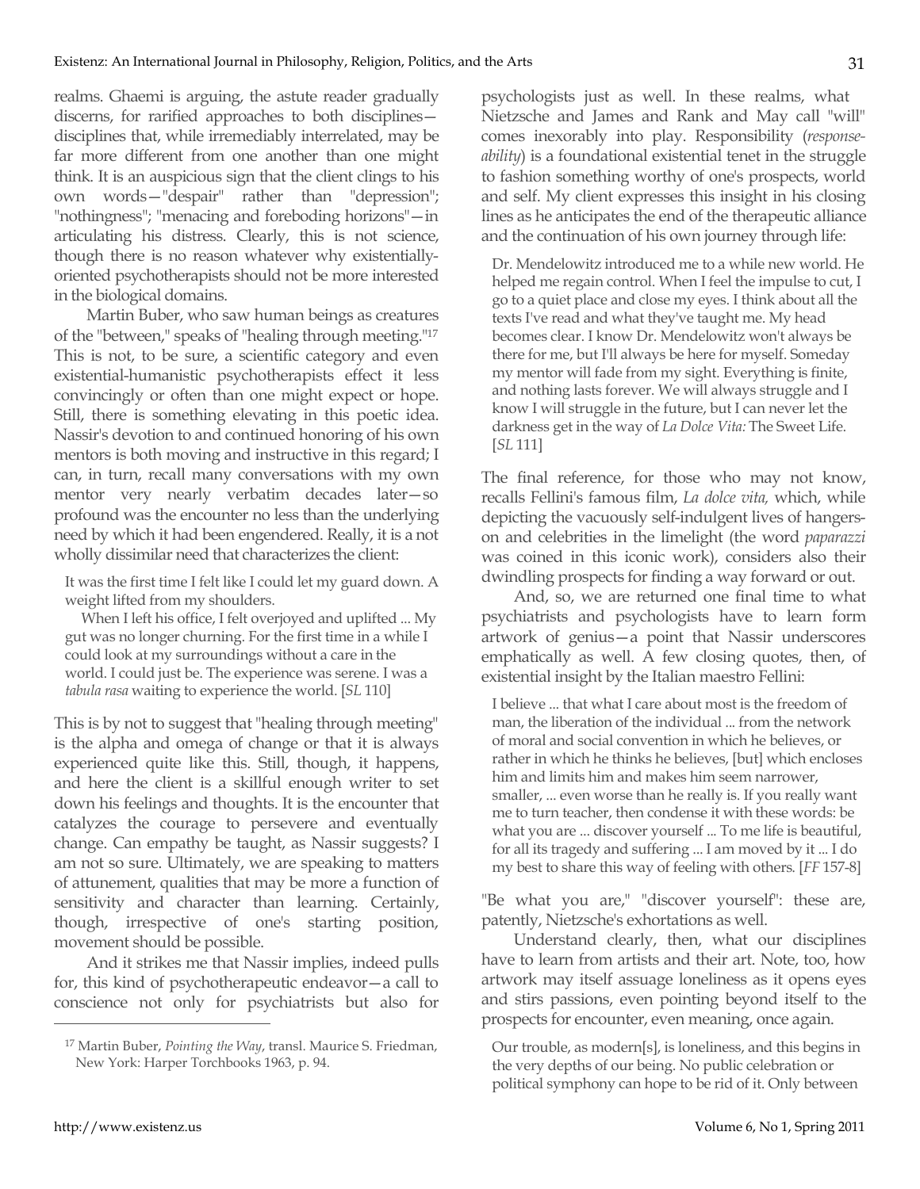realms. Ghaemi is arguing, the astute reader gradually discerns, for rarified approaches to both disciplines—disciplines that, while irremediably interrelated, may be far more different from one another than one might think. It is an auspicious sign that the client clings to his own words—"despair" rather than "depression"; "nothingness"; "menacing and foreboding horizons"—in articulating his distress. Clearly, this is not science, though there is no reason whatever why existentially-oriented psychotherapists should not be more interested in the biological domains.

Martin Buber, who saw human beings as creatures of the "between," speaks of "healing through meeting."[17] This is not, to be sure, a scientific category and even existential-humanistic psychotherapists effect it less convincingly or often than one might expect or hope. Still, there is something elevating in this poetic idea. Nassir's devotion to and continued honoring of his own mentors is both moving and instructive in this regard; I can, in turn, recall many conversations with my own mentor very nearly verbatim decades later—so profound was the encounter no less than the underlying need by which it had been engendered. Really, it is a not wholly dissimilar need that characterizes the client:

> It was the first time I felt like I could let my guard down. A weight lifted from my shoulders.
>
> When I left his office, I felt overjoyed and uplifted ... My gut was no longer churning. For the first time in a while I could look at my surroundings without a care in the world. I could just be. The experience was serene. I was a *tabula rasa* waiting to experience the world. [*SL* 110]

This is by not to suggest that "healing through meeting" is the alpha and omega of change or that it is always experienced quite like this. Still, though, it happens, and here the client is a skillful enough writer to set down his feelings and thoughts. It is the encounter that catalyzes the courage to persevere and eventually change. Can empathy be taught, as Nassir suggests? I am not so sure. Ultimately, we are speaking to matters of attunement, qualities that may be more a function of sensitivity and character than learning. Certainly, though, irrespective of one's starting position, movement should be possible.

And it strikes me that Nassir implies, indeed pulls for, this kind of psychotherapeutic endeavor—a call to conscience not only for psychiatrists but also for psychologists just as well. In these realms, what Nietzsche and James and Rank and May call "will" comes inexorably into play. Responsibility (*response-ability*) is a foundational existential tenet in the struggle to fashion something worthy of one's prospects, world and self. My client expresses this insight in his closing lines as he anticipates the end of the therapeutic alliance and the continuation of his own journey through life:

> Dr. Mendelowitz introduced me to a while new world. He helped me regain control. When I feel the impulse to cut, I go to a quiet place and close my eyes. I think about all the texts I've read and what they've taught me. My head becomes clear. I know Dr. Mendelowitz won't always be there for me, but I'll always be here for myself. Someday my mentor will fade from my sight. Everything is finite, and nothing lasts forever. We will always struggle and I know I will struggle in the future, but I can never let the darkness get in the way of *La Dolce Vita:* The Sweet Life. [*SL* 111]

The final reference, for those who may not know, recalls Fellini's famous film, *La dolce vita,* which, while depicting the vacuously self-indulgent lives of hangers-on and celebrities in the limelight (the word *paparazzi* was coined in this iconic work), considers also their dwindling prospects for finding a way forward or out.

And, so, we are returned one final time to what psychiatrists and psychologists have to learn form artwork of genius—a point that Nassir underscores emphatically as well. A few closing quotes, then, of existential insight by the Italian maestro Fellini:

> I believe ... that what I care about most is the freedom of man, the liberation of the individual ... from the network of moral and social convention in which he believes, or rather in which he thinks he believes, [but] which encloses him and limits him and makes him seem narrower, smaller, ... even worse than he really is. If you really want me to turn teacher, then condense it with these words: be what you are ... discover yourself ... To me life is beautiful, for all its tragedy and suffering ... I am moved by it ... I do my best to share this way of feeling with others. [*FF* 157-8]

"Be what you are," "discover yourself": these are, patently, Nietzsche's exhortations as well.

Understand clearly, then, what our disciplines have to learn from artists and their art. Note, too, how artwork may itself assuage loneliness as it opens eyes and stirs passions, even pointing beyond itself to the prospects for encounter, even meaning, once again.

> Our trouble, as modern[s], is loneliness, and this begins in the very depths of our being. No public celebration or political symphony can hope to be rid of it. Only between

[17] Martin Buber, *Pointing the Way*, transl. Maurice S. Friedman, New York: Harper Torchbooks 1963, p. 94.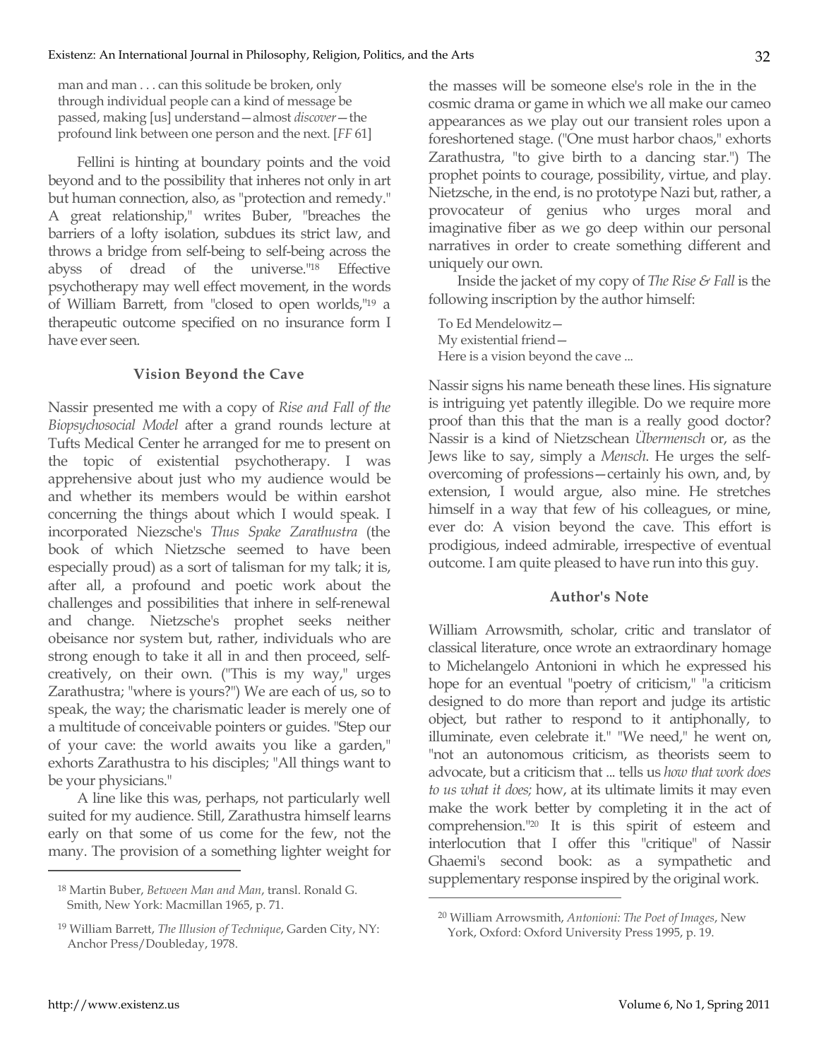man and man . . . can this solitude be broken, only through individual people can a kind of message be passed, making [us] understand—almost *discover*—the profound link between one person and the next. [*FF* 61]

Fellini is hinting at boundary points and the void beyond and to the possibility that inheres not only in art but human connection, also, as "protection and remedy." A great relationship," writes Buber, "breaches the barriers of a lofty isolation, subdues its strict law, and throws a bridge from self-being to self-being across the abyss of dread of the universe."[18] Effective psychotherapy may well effect movement, in the words of William Barrett, from "closed to open worlds,"[19] a therapeutic outcome specified on no insurance form I have ever seen.

### Vision Beyond the Cave

Nassir presented me with a copy of *Rise and Fall of the Biopsychosocial Model* after a grand rounds lecture at Tufts Medical Center he arranged for me to present on the topic of existential psychotherapy. I was apprehensive about just who my audience would be and whether its members would be within earshot concerning the things about which I would speak. I incorporated Niezsche's *Thus Spake Zarathustra* (the book of which Nietzsche seemed to have been especially proud) as a sort of talisman for my talk; it is, after all, a profound and poetic work about the challenges and possibilities that inhere in self-renewal and change. Nietzsche's prophet seeks neither obeisance nor system but, rather, individuals who are strong enough to take it all in and then proceed, self-creatively, on their own. ("This is my way," urges Zarathustra; "where is yours?") We are each of us, so to speak, the way; the charismatic leader is merely one of a multitude of conceivable pointers or guides. "Step our of your cave: the world awaits you like a garden," exhorts Zarathustra to his disciples; "All things want to be your physicians."

A line like this was, perhaps, not particularly well suited for my audience. Still, Zarathustra himself learns early on that some of us come for the few, not the many. The provision of a something lighter weight for the masses will be someone else's role in the in the cosmic drama or game in which we all make our cameo appearances as we play out our transient roles upon a foreshortened stage. ("One must harbor chaos," exhorts Zarathustra, "to give birth to a dancing star.") The prophet points to courage, possibility, virtue, and play. Nietzsche, in the end, is no prototype Nazi but, rather, a provocateur of genius who urges moral and imaginative fiber as we go deep within our personal narratives in order to create something different and uniquely our own.

Inside the jacket of my copy of *The Rise & Fall* is the following inscription by the author himself:

To Ed Mendelowitz—
My existential friend—
Here is a vision beyond the cave ...

Nassir signs his name beneath these lines. His signature is intriguing yet patently illegible. Do we require more proof than this that the man is a really good doctor? Nassir is a kind of Nietzschean *Übermensch* or, as the Jews like to say, simply a *Mensch*. He urges the self-overcoming of professions—certainly his own, and, by extension, I would argue, also mine. He stretches himself in a way that few of his colleagues, or mine, ever do: A vision beyond the cave. This effort is prodigious, indeed admirable, irrespective of eventual outcome. I am quite pleased to have run into this guy.

### Author's Note

William Arrowsmith, scholar, critic and translator of classical literature, once wrote an extraordinary homage to Michelangelo Antonioni in which he expressed his hope for an eventual "poetry of criticism," "a criticism designed to do more than report and judge its artistic object, but rather to respond to it antiphonally, to illuminate, even celebrate it." "We need," he went on, "not an autonomous criticism, as theorists seem to advocate, but a criticism that ... tells us *how that work does to us what it does;* how, at its ultimate limits it may even make the work better by completing it in the act of comprehension."[20] It is this spirit of esteem and interlocution that I offer this "critique" of Nassir Ghaemi's second book: as a sympathetic and supplementary response inspired by the original work.

---

[18] Martin Buber, *Between Man and Man*, transl. Ronald G. Smith, New York: Macmillan 1965, p. 71.

[19] William Barrett, *The Illusion of Technique*, Garden City, NY: Anchor Press/Doubleday, 1978.

[20] William Arrowsmith, *Antonioni: The Poet of Images*, New York, Oxford: Oxford University Press 1995, p. 19.